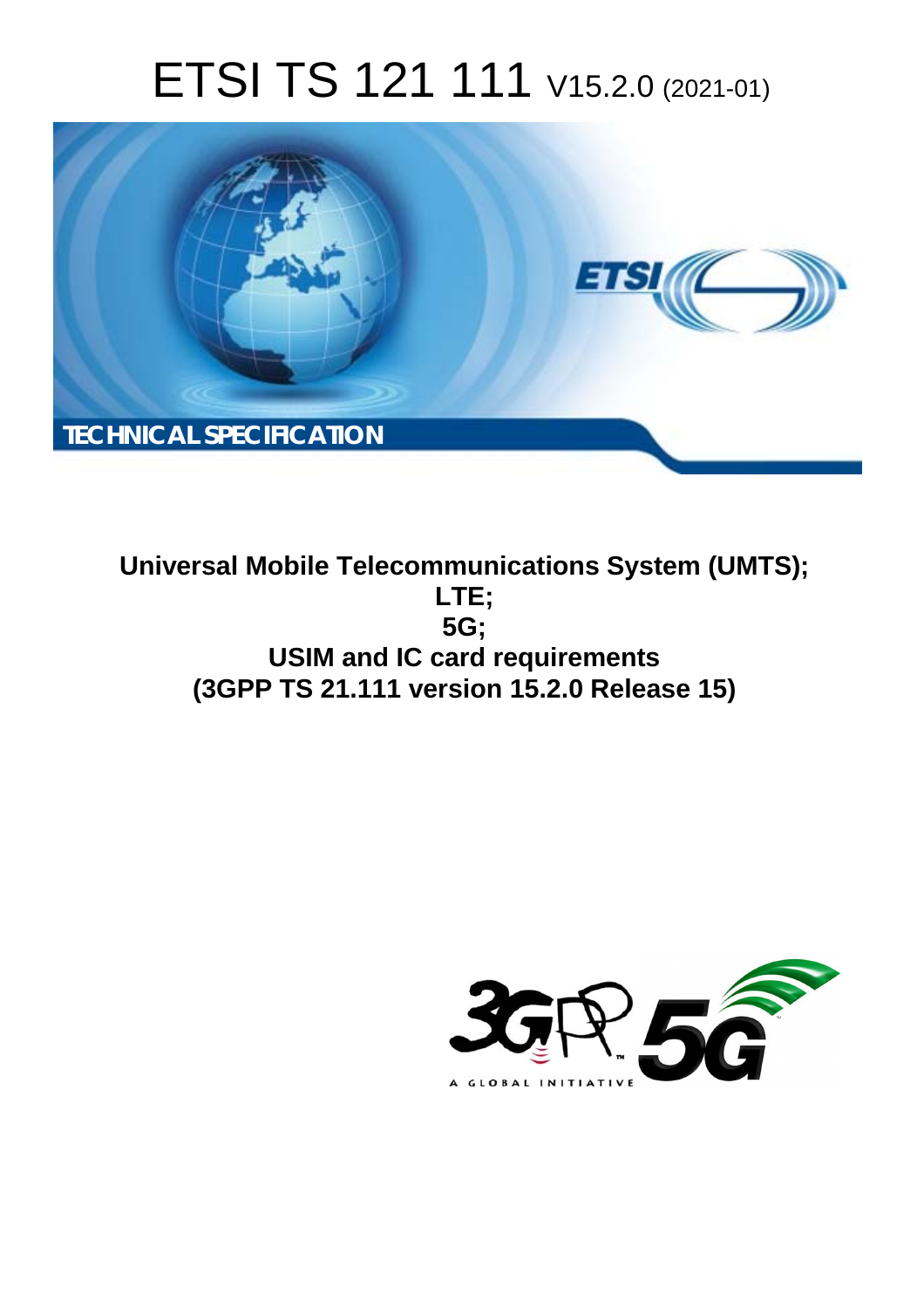# ETSI TS 121 111 V15.2.0 (2021-01)

TECHNICAL SPECIFICATION

**Universal Mobile Telecommunications System (UMTS); LTE; 5G; USIM and IC card requirements (3GPP TS 21.111 version 15.2.0 Release 15)**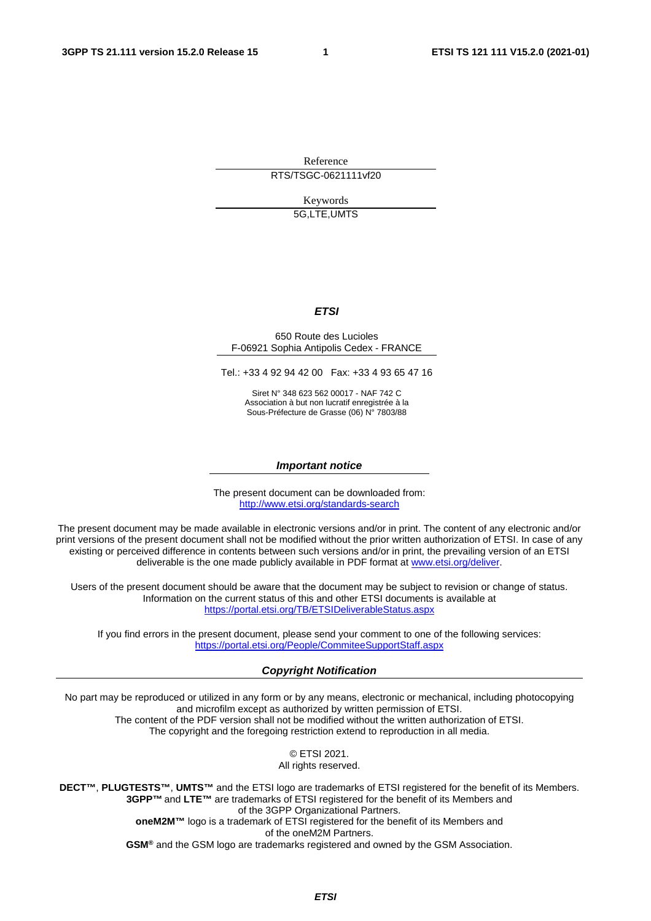Reference

RTS/TSGC-0621111vf20

Keywords

5G,LTE,UMTS

***ETSI***

650 Route des Lucioles
F-06921 Sophia Antipolis Cedex - FRANCE

Tel.: +33 4 92 94 42 00   Fax: +33 4 93 65 47 16

Siret N° 348 623 562 00017 - NAF 742 C
Association à but non lucratif enregistrée à la
Sous-Préfecture de Grasse (06) N° 7803/88

***Important notice***

The present document can be downloaded from:
http://www.etsi.org/standards-search

The present document may be made available in electronic versions and/or in print. The content of any electronic and/or print versions of the present document shall not be modified without the prior written authorization of ETSI. In case of any existing or perceived difference in contents between such versions and/or in print, the prevailing version of an ETSI deliverable is the one made publicly available in PDF format at www.etsi.org/deliver.

Users of the present document should be aware that the document may be subject to revision or change of status. Information on the current status of this and other ETSI documents is available at https://portal.etsi.org/TB/ETSIDeliverableStatus.aspx

If you find errors in the present document, please send your comment to one of the following services:
https://portal.etsi.org/People/CommiteeSupportStaff.aspx

***Copyright Notification***

No part may be reproduced or utilized in any form or by any means, electronic or mechanical, including photocopying and microfilm except as authorized by written permission of ETSI.
The content of the PDF version shall not be modified without the written authorization of ETSI.
The copyright and the foregoing restriction extend to reproduction in all media.

© ETSI 2021.
All rights reserved.

**DECT™**, **PLUGTESTS™**, **UMTS™** and the ETSI logo are trademarks of ETSI registered for the benefit of its Members.
**3GPP™** and **LTE™** are trademarks of ETSI registered for the benefit of its Members and of the 3GPP Organizational Partners.
**oneM2M™** logo is a trademark of ETSI registered for the benefit of its Members and of the oneM2M Partners.
**GSM®** and the GSM logo are trademarks registered and owned by the GSM Association.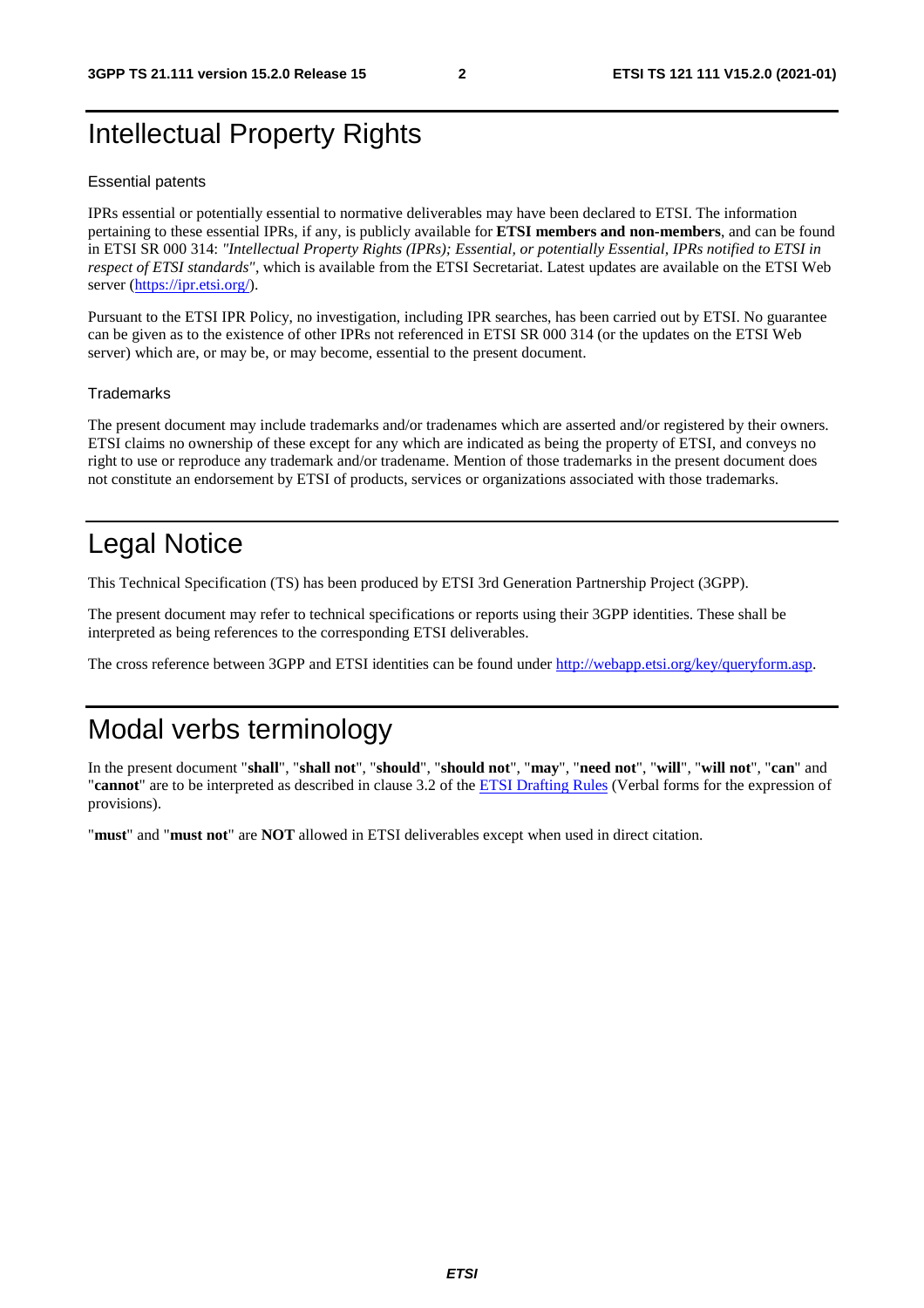# Intellectual Property Rights

Essential patents

IPRs essential or potentially essential to normative deliverables may have been declared to ETSI. The information pertaining to these essential IPRs, if any, is publicly available for **ETSI members and non-members**, and can be found in ETSI SR 000 314: *"Intellectual Property Rights (IPRs); Essential, or potentially Essential, IPRs notified to ETSI in respect of ETSI standards"*, which is available from the ETSI Secretariat. Latest updates are available on the ETSI Web server (https://ipr.etsi.org/).

Pursuant to the ETSI IPR Policy, no investigation, including IPR searches, has been carried out by ETSI. No guarantee can be given as to the existence of other IPRs not referenced in ETSI SR 000 314 (or the updates on the ETSI Web server) which are, or may be, or may become, essential to the present document.

Trademarks

The present document may include trademarks and/or tradenames which are asserted and/or registered by their owners. ETSI claims no ownership of these except for any which are indicated as being the property of ETSI, and conveys no right to use or reproduce any trademark and/or tradename. Mention of those trademarks in the present document does not constitute an endorsement by ETSI of products, services or organizations associated with those trademarks.

# Legal Notice

This Technical Specification (TS) has been produced by ETSI 3rd Generation Partnership Project (3GPP).

The present document may refer to technical specifications or reports using their 3GPP identities. These shall be interpreted as being references to the corresponding ETSI deliverables.

The cross reference between 3GPP and ETSI identities can be found under http://webapp.etsi.org/key/queryform.asp.

# Modal verbs terminology

In the present document "**shall**", "**shall not**", "**should**", "**should not**", "**may**", "**need not**", "**will**", "**will not**", "**can**" and "**cannot**" are to be interpreted as described in clause 3.2 of the ETSI Drafting Rules (Verbal forms for the expression of provisions).

"**must**" and "**must not**" are **NOT** allowed in ETSI deliverables except when used in direct citation.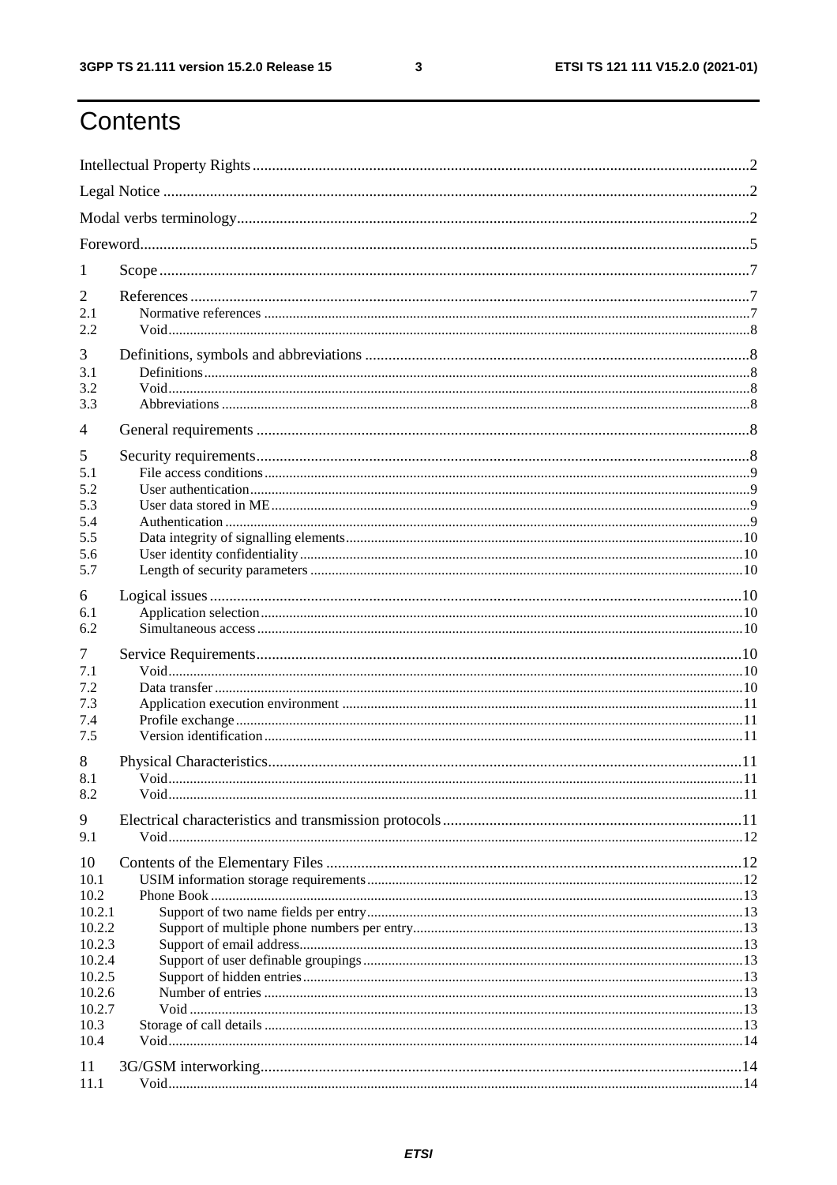# Contents

Intellectual Property Rights ........................................................ 2
Legal Notice ........................................................ 2
Modal verbs terminology ........................................................ 2
Foreword ........................................................ 5

1 Scope ........................................................ 7

2 References ........................................................ 7
2.1 Normative references ........................................................ 7
2.2 Void ........................................................ 8

3 Definitions, symbols and abbreviations ........................................................ 8
3.1 Definitions ........................................................ 8
3.2 Void ........................................................ 8
3.3 Abbreviations ........................................................ 8

4 General requirements ........................................................ 8

5 Security requirements ........................................................ 8
5.1 File access conditions ........................................................ 9
5.2 User authentication ........................................................ 9
5.3 User data stored in ME ........................................................ 9
5.4 Authentication ........................................................ 9
5.5 Data integrity of signalling elements ........................................................ 10
5.6 User identity confidentiality ........................................................ 10
5.7 Length of security parameters ........................................................ 10

6 Logical issues ........................................................ 10
6.1 Application selection ........................................................ 10
6.2 Simultaneous access ........................................................ 10

7 Service Requirements ........................................................ 10
7.1 Void ........................................................ 10
7.2 Data transfer ........................................................ 10
7.3 Application execution environment ........................................................ 11
7.4 Profile exchange ........................................................ 11
7.5 Version identification ........................................................ 11

8 Physical Characteristics ........................................................ 11
8.1 Void ........................................................ 11
8.2 Void ........................................................ 11

9 Electrical characteristics and transmission protocols ........................................................ 11
9.1 Void ........................................................ 12

10 Contents of the Elementary Files ........................................................ 12
10.1 USIM information storage requirements ........................................................ 12
10.2 Phone Book ........................................................ 13
10.2.1 Support of two name fields per entry ........................................................ 13
10.2.2 Support of multiple phone numbers per entry ........................................................ 13
10.2.3 Support of email address ........................................................ 13
10.2.4 Support of user definable groupings ........................................................ 13
10.2.5 Support of hidden entries ........................................................ 13
10.2.6 Number of entries ........................................................ 13
10.2.7 Void ........................................................ 13
10.3 Storage of call details ........................................................ 13
10.4 Void ........................................................ 14

11 3G/GSM interworking ........................................................ 14
11.1 Void ........................................................ 14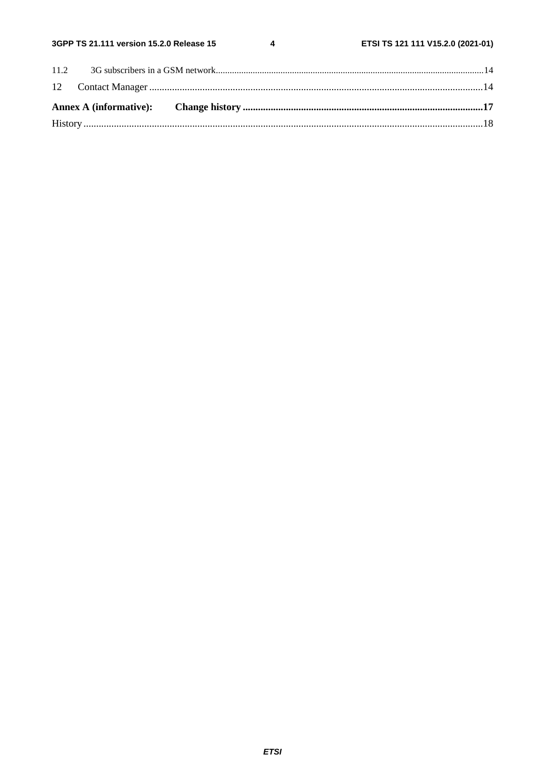11.2 3G subscribers in a GSM network .......................................................................................................................14

12 Contact Manager ........................................................................................................................................14

**Annex A (informative): Change history ..............................................................................................17**

History ..............................................................................................................................................................18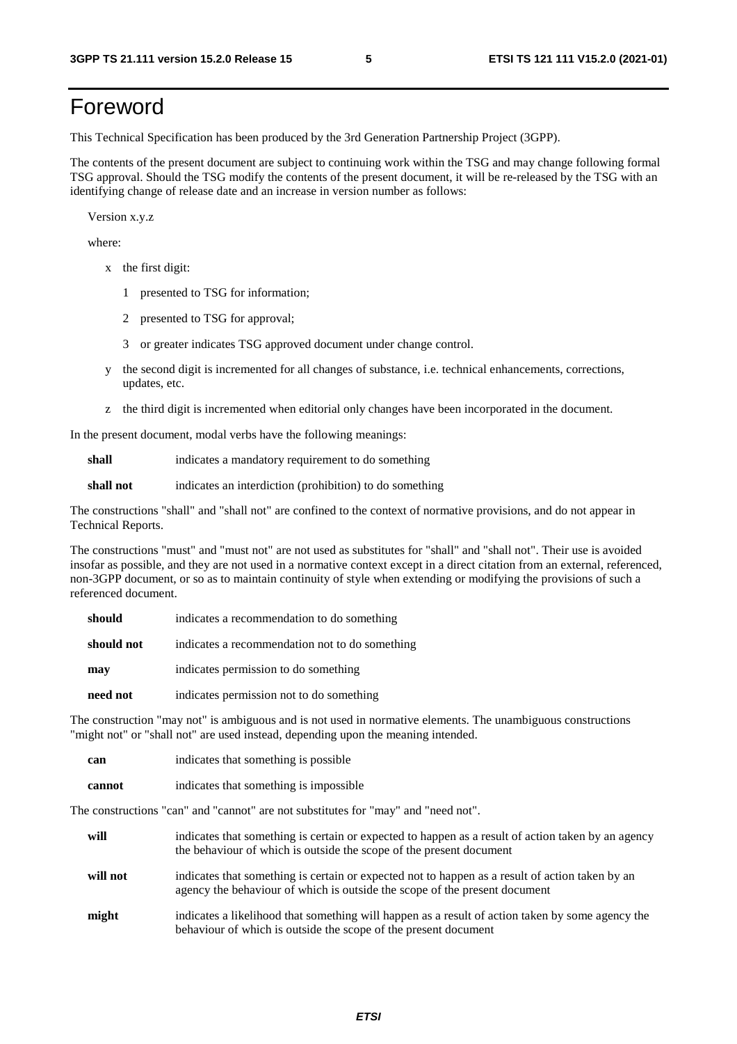# Foreword

This Technical Specification has been produced by the 3rd Generation Partnership Project (3GPP).

The contents of the present document are subject to continuing work within the TSG and may change following formal TSG approval. Should the TSG modify the contents of the present document, it will be re-released by the TSG with an identifying change of release date and an increase in version number as follows:

Version x.y.z

where:

- x the first digit:
  - 1 presented to TSG for information;
  - 2 presented to TSG for approval;
  - 3 or greater indicates TSG approved document under change control.
- y the second digit is incremented for all changes of substance, i.e. technical enhancements, corrections, updates, etc.
- z the third digit is incremented when editorial only changes have been incorporated in the document.

In the present document, modal verbs have the following meanings:

**shall** indicates a mandatory requirement to do something

**shall not** indicates an interdiction (prohibition) to do something

The constructions "shall" and "shall not" are confined to the context of normative provisions, and do not appear in Technical Reports.

The constructions "must" and "must not" are not used as substitutes for "shall" and "shall not". Their use is avoided insofar as possible, and they are not used in a normative context except in a direct citation from an external, referenced, non-3GPP document, or so as to maintain continuity of style when extending or modifying the provisions of such a referenced document.

**should** indicates a recommendation to do something

**should not** indicates a recommendation not to do something

**may** indicates permission to do something

**need not** indicates permission not to do something

The construction "may not" is ambiguous and is not used in normative elements. The unambiguous constructions "might not" or "shall not" are used instead, depending upon the meaning intended.

**can** indicates that something is possible

**cannot** indicates that something is impossible

The constructions "can" and "cannot" are not substitutes for "may" and "need not".

**will** indicates that something is certain or expected to happen as a result of action taken by an agency the behaviour of which is outside the scope of the present document

**will not** indicates that something is certain or expected not to happen as a result of action taken by an agency the behaviour of which is outside the scope of the present document

**might** indicates a likelihood that something will happen as a result of action taken by some agency the behaviour of which is outside the scope of the present document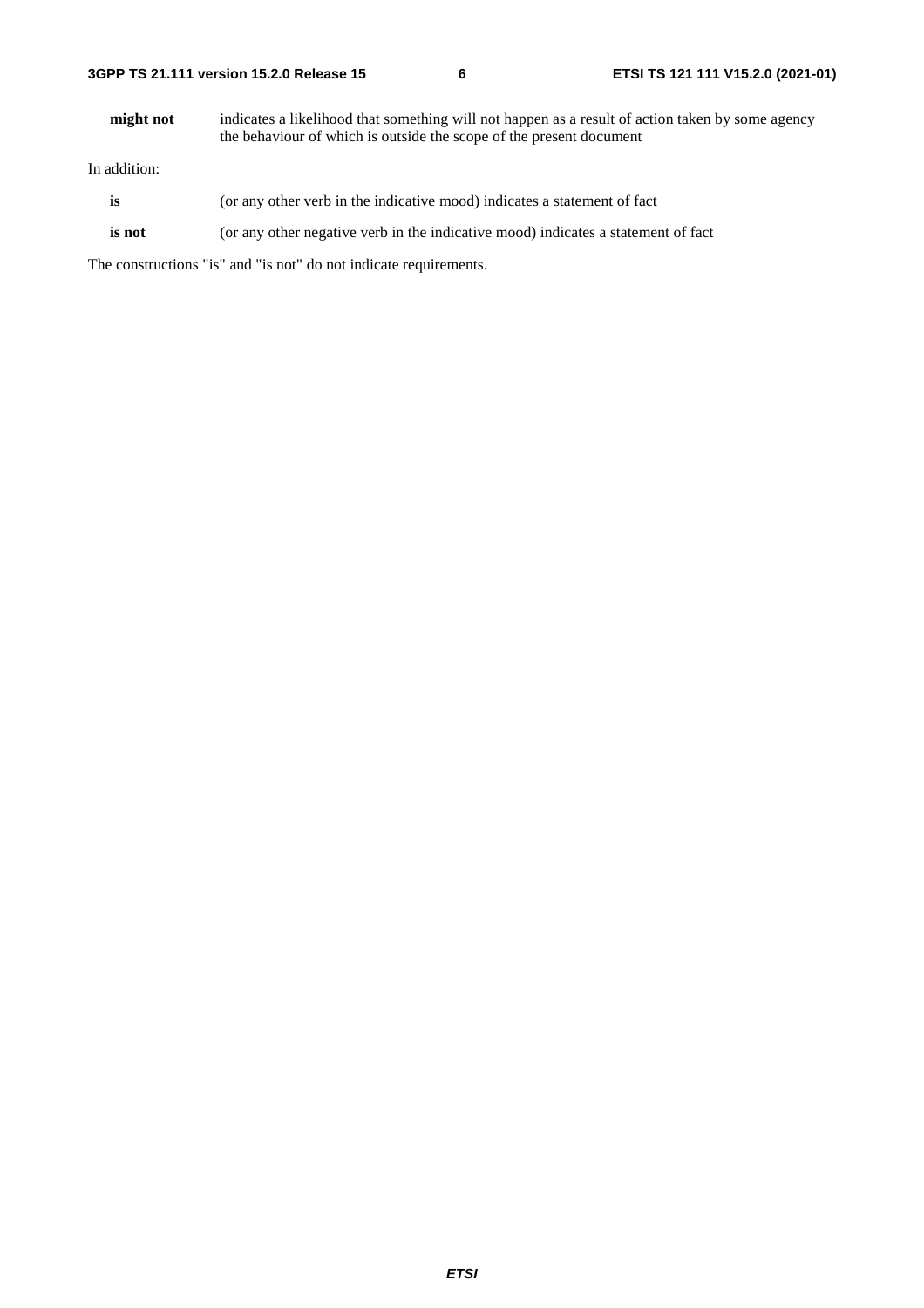**might not** indicates a likelihood that something will not happen as a result of action taken by some agency the behaviour of which is outside the scope of the present document

In addition:

**is** (or any other verb in the indicative mood) indicates a statement of fact

**is not** (or any other negative verb in the indicative mood) indicates a statement of fact

The constructions "is" and "is not" do not indicate requirements.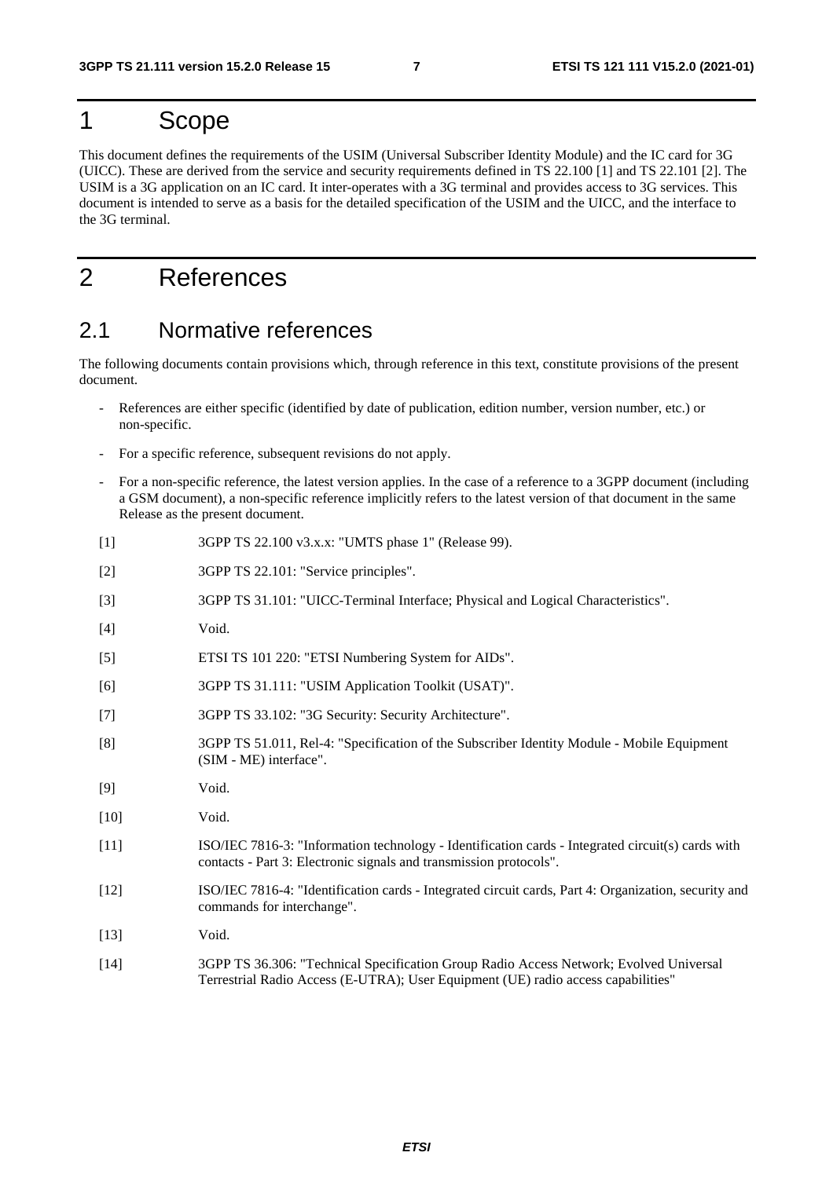# 1 Scope

This document defines the requirements of the USIM (Universal Subscriber Identity Module) and the IC card for 3G (UICC). These are derived from the service and security requirements defined in TS 22.100 [1] and TS 22.101 [2]. The USIM is a 3G application on an IC card. It inter-operates with a 3G terminal and provides access to 3G services. This document is intended to serve as a basis for the detailed specification of the USIM and the UICC, and the interface to the 3G terminal.

# 2 References

## 2.1 Normative references

The following documents contain provisions which, through reference in this text, constitute provisions of the present document.

- References are either specific (identified by date of publication, edition number, version number, etc.) or non-specific.
- For a specific reference, subsequent revisions do not apply.
- For a non-specific reference, the latest version applies. In the case of a reference to a 3GPP document (including a GSM document), a non-specific reference implicitly refers to the latest version of that document in the same Release as the present document.

[1] 3GPP TS 22.100 v3.x.x: "UMTS phase 1" (Release 99).

[2] 3GPP TS 22.101: "Service principles".

[3] 3GPP TS 31.101: "UICC-Terminal Interface; Physical and Logical Characteristics".

[4] Void.

[5] ETSI TS 101 220: "ETSI Numbering System for AIDs".

[6] 3GPP TS 31.111: "USIM Application Toolkit (USAT)".

[7] 3GPP TS 33.102: "3G Security: Security Architecture".

[8] 3GPP TS 51.011, Rel-4: "Specification of the Subscriber Identity Module - Mobile Equipment (SIM - ME) interface".

[9] Void.

[10] Void.

[11] ISO/IEC 7816-3: "Information technology - Identification cards - Integrated circuit(s) cards with contacts - Part 3: Electronic signals and transmission protocols".

[12] ISO/IEC 7816-4: "Identification cards - Integrated circuit cards, Part 4: Organization, security and commands for interchange".

[13] Void.

[14] 3GPP TS 36.306: "Technical Specification Group Radio Access Network; Evolved Universal Terrestrial Radio Access (E-UTRA); User Equipment (UE) radio access capabilities"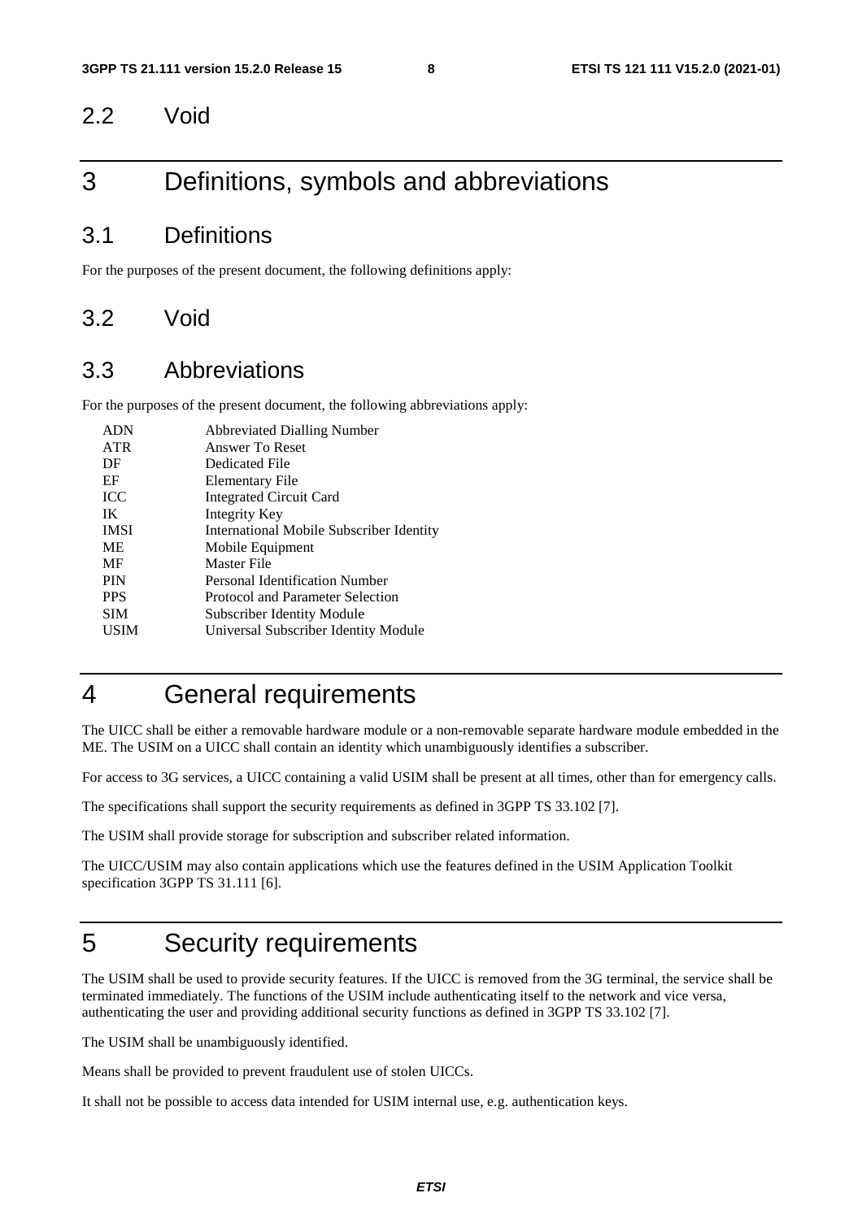## 2.2 Void

# 3 Definitions, symbols and abbreviations

## 3.1 Definitions

For the purposes of the present document, the following definitions apply:

## 3.2 Void

## 3.3 Abbreviations

For the purposes of the present document, the following abbreviations apply:

| | |
|---|---|
| ADN | Abbreviated Dialling Number |
| ATR | Answer To Reset |
| DF | Dedicated File |
| EF | Elementary File |
| ICC | Integrated Circuit Card |
| IK | Integrity Key |
| IMSI | International Mobile Subscriber Identity |
| ME | Mobile Equipment |
| MF | Master File |
| PIN | Personal Identification Number |
| PPS | Protocol and Parameter Selection |
| SIM | Subscriber Identity Module |
| USIM | Universal Subscriber Identity Module |

# 4 General requirements

The UICC shall be either a removable hardware module or a non-removable separate hardware module embedded in the ME. The USIM on a UICC shall contain an identity which unambiguously identifies a subscriber.

For access to 3G services, a UICC containing a valid USIM shall be present at all times, other than for emergency calls.

The specifications shall support the security requirements as defined in 3GPP TS 33.102 [7].

The USIM shall provide storage for subscription and subscriber related information.

The UICC/USIM may also contain applications which use the features defined in the USIM Application Toolkit specification 3GPP TS 31.111 [6].

# 5 Security requirements

The USIM shall be used to provide security features. If the UICC is removed from the 3G terminal, the service shall be terminated immediately. The functions of the USIM include authenticating itself to the network and vice versa, authenticating the user and providing additional security functions as defined in 3GPP TS 33.102 [7].

The USIM shall be unambiguously identified.

Means shall be provided to prevent fraudulent use of stolen UICCs.

It shall not be possible to access data intended for USIM internal use, e.g. authentication keys.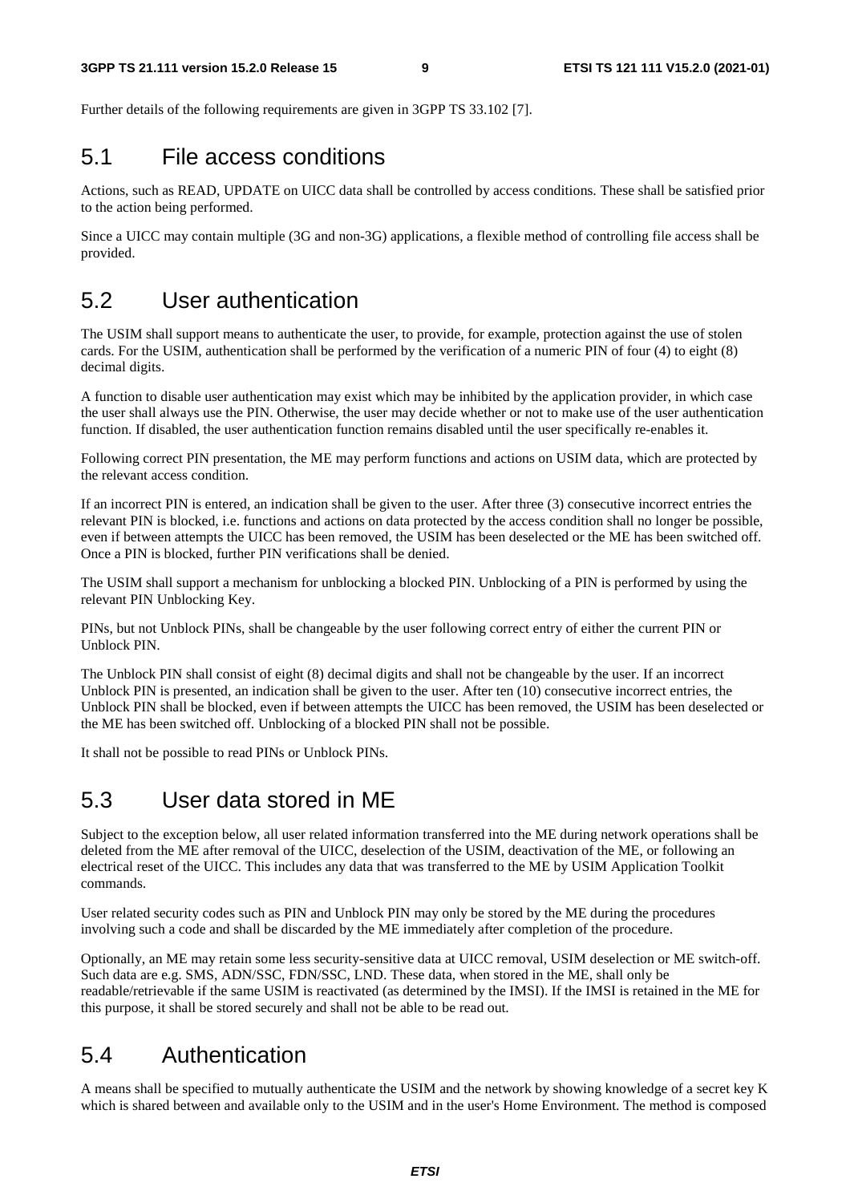Further details of the following requirements are given in 3GPP TS 33.102 [7].

## 5.1 File access conditions

Actions, such as READ, UPDATE on UICC data shall be controlled by access conditions. These shall be satisfied prior to the action being performed.

Since a UICC may contain multiple (3G and non-3G) applications, a flexible method of controlling file access shall be provided.

## 5.2 User authentication

The USIM shall support means to authenticate the user, to provide, for example, protection against the use of stolen cards. For the USIM, authentication shall be performed by the verification of a numeric PIN of four (4) to eight (8) decimal digits.

A function to disable user authentication may exist which may be inhibited by the application provider, in which case the user shall always use the PIN. Otherwise, the user may decide whether or not to make use of the user authentication function. If disabled, the user authentication function remains disabled until the user specifically re-enables it.

Following correct PIN presentation, the ME may perform functions and actions on USIM data, which are protected by the relevant access condition.

If an incorrect PIN is entered, an indication shall be given to the user. After three (3) consecutive incorrect entries the relevant PIN is blocked, i.e. functions and actions on data protected by the access condition shall no longer be possible, even if between attempts the UICC has been removed, the USIM has been deselected or the ME has been switched off. Once a PIN is blocked, further PIN verifications shall be denied.

The USIM shall support a mechanism for unblocking a blocked PIN. Unblocking of a PIN is performed by using the relevant PIN Unblocking Key.

PINs, but not Unblock PINs, shall be changeable by the user following correct entry of either the current PIN or Unblock PIN.

The Unblock PIN shall consist of eight (8) decimal digits and shall not be changeable by the user. If an incorrect Unblock PIN is presented, an indication shall be given to the user. After ten (10) consecutive incorrect entries, the Unblock PIN shall be blocked, even if between attempts the UICC has been removed, the USIM has been deselected or the ME has been switched off. Unblocking of a blocked PIN shall not be possible.

It shall not be possible to read PINs or Unblock PINs.

## 5.3 User data stored in ME

Subject to the exception below, all user related information transferred into the ME during network operations shall be deleted from the ME after removal of the UICC, deselection of the USIM, deactivation of the ME, or following an electrical reset of the UICC. This includes any data that was transferred to the ME by USIM Application Toolkit commands.

User related security codes such as PIN and Unblock PIN may only be stored by the ME during the procedures involving such a code and shall be discarded by the ME immediately after completion of the procedure.

Optionally, an ME may retain some less security-sensitive data at UICC removal, USIM deselection or ME switch-off. Such data are e.g. SMS, ADN/SSC, FDN/SSC, LND. These data, when stored in the ME, shall only be readable/retrievable if the same USIM is reactivated (as determined by the IMSI). If the IMSI is retained in the ME for this purpose, it shall be stored securely and shall not be able to be read out.

## 5.4 Authentication

A means shall be specified to mutually authenticate the USIM and the network by showing knowledge of a secret key K which is shared between and available only to the USIM and in the user's Home Environment. The method is composed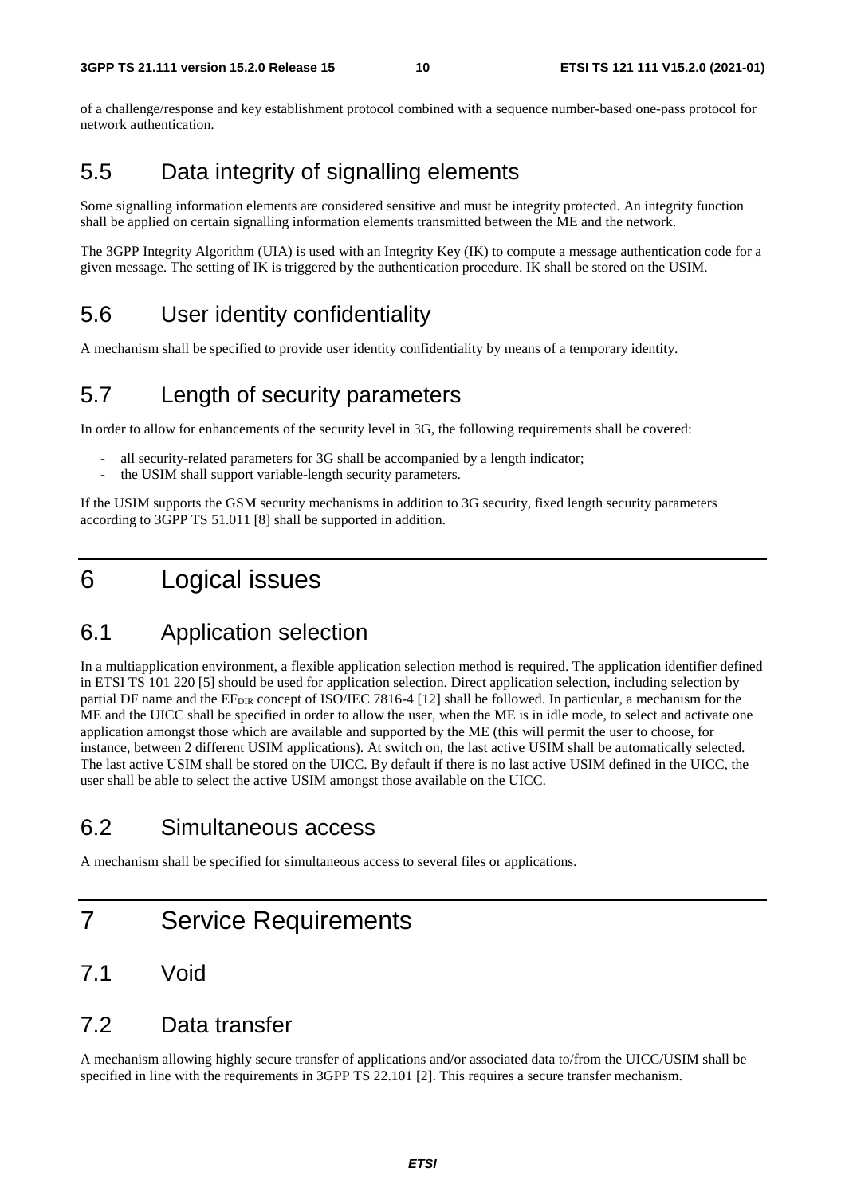of a challenge/response and key establishment protocol combined with a sequence number-based one-pass protocol for network authentication.

## 5.5 Data integrity of signalling elements

Some signalling information elements are considered sensitive and must be integrity protected. An integrity function shall be applied on certain signalling information elements transmitted between the ME and the network.

The 3GPP Integrity Algorithm (UIA) is used with an Integrity Key (IK) to compute a message authentication code for a given message. The setting of IK is triggered by the authentication procedure. IK shall be stored on the USIM.

## 5.6 User identity confidentiality

A mechanism shall be specified to provide user identity confidentiality by means of a temporary identity.

## 5.7 Length of security parameters

In order to allow for enhancements of the security level in 3G, the following requirements shall be covered:

- all security-related parameters for 3G shall be accompanied by a length indicator;
- the USIM shall support variable-length security parameters.

If the USIM supports the GSM security mechanisms in addition to 3G security, fixed length security parameters according to 3GPP TS 51.011 [8] shall be supported in addition.

# 6 Logical issues

## 6.1 Application selection

In a multiapplication environment, a flexible application selection method is required. The application identifier defined in ETSI TS 101 220 [5] should be used for application selection. Direct application selection, including selection by partial DF name and the $EF_{DIR}$ concept of ISO/IEC 7816-4 [12] shall be followed. In particular, a mechanism for the ME and the UICC shall be specified in order to allow the user, when the ME is in idle mode, to select and activate one application amongst those which are available and supported by the ME (this will permit the user to choose, for instance, between 2 different USIM applications). At switch on, the last active USIM shall be automatically selected. The last active USIM shall be stored on the UICC. By default if there is no last active USIM defined in the UICC, the user shall be able to select the active USIM amongst those available on the UICC.

## 6.2 Simultaneous access

A mechanism shall be specified for simultaneous access to several files or applications.

# 7 Service Requirements

## 7.1 Void

## 7.2 Data transfer

A mechanism allowing highly secure transfer of applications and/or associated data to/from the UICC/USIM shall be specified in line with the requirements in 3GPP TS 22.101 [2]. This requires a secure transfer mechanism.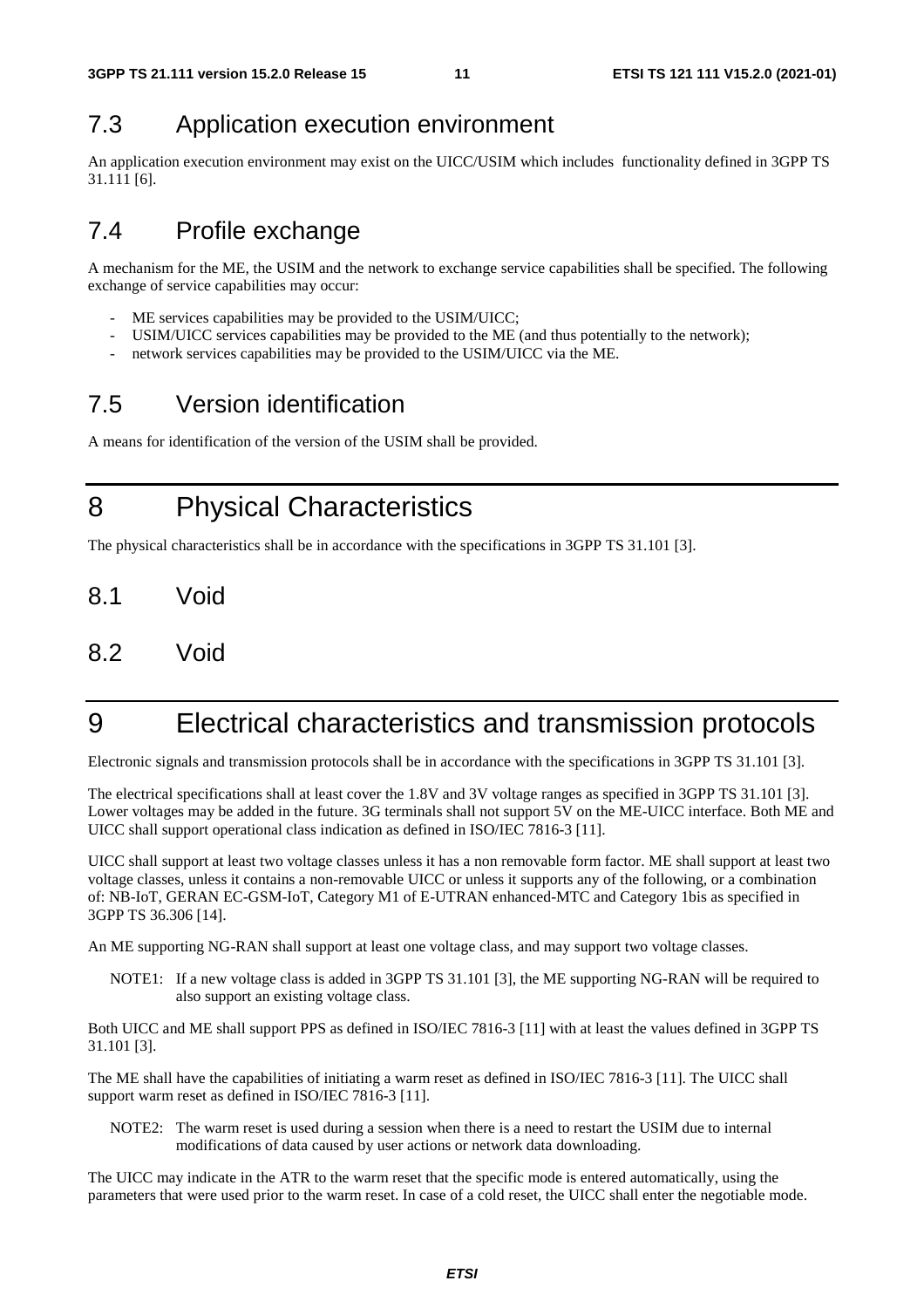## 7.3 Application execution environment

An application execution environment may exist on the UICC/USIM which includes functionality defined in 3GPP TS 31.111 [6].

## 7.4 Profile exchange

A mechanism for the ME, the USIM and the network to exchange service capabilities shall be specified. The following exchange of service capabilities may occur:

- ME services capabilities may be provided to the USIM/UICC;
- USIM/UICC services capabilities may be provided to the ME (and thus potentially to the network);
- network services capabilities may be provided to the USIM/UICC via the ME.

## 7.5 Version identification

A means for identification of the version of the USIM shall be provided.

# 8 Physical Characteristics

The physical characteristics shall be in accordance with the specifications in 3GPP TS 31.101 [3].

## 8.1 Void

## 8.2 Void

# 9 Electrical characteristics and transmission protocols

Electronic signals and transmission protocols shall be in accordance with the specifications in 3GPP TS 31.101 [3].

The electrical specifications shall at least cover the 1.8V and 3V voltage ranges as specified in 3GPP TS 31.101 [3]. Lower voltages may be added in the future. 3G terminals shall not support 5V on the ME-UICC interface. Both ME and UICC shall support operational class indication as defined in ISO/IEC 7816-3 [11].

UICC shall support at least two voltage classes unless it has a non removable form factor. ME shall support at least two voltage classes, unless it contains a non-removable UICC or unless it supports any of the following, or a combination of: NB-IoT, GERAN EC-GSM-IoT, Category M1 of E-UTRAN enhanced-MTC and Category 1bis as specified in 3GPP TS 36.306 [14].

An ME supporting NG-RAN shall support at least one voltage class, and may support two voltage classes.

NOTE1: If a new voltage class is added in 3GPP TS 31.101 [3], the ME supporting NG-RAN will be required to also support an existing voltage class.

Both UICC and ME shall support PPS as defined in ISO/IEC 7816-3 [11] with at least the values defined in 3GPP TS 31.101 [3].

The ME shall have the capabilities of initiating a warm reset as defined in ISO/IEC 7816-3 [11]. The UICC shall support warm reset as defined in ISO/IEC 7816-3 [11].

NOTE2: The warm reset is used during a session when there is a need to restart the USIM due to internal modifications of data caused by user actions or network data downloading.

The UICC may indicate in the ATR to the warm reset that the specific mode is entered automatically, using the parameters that were used prior to the warm reset. In case of a cold reset, the UICC shall enter the negotiable mode.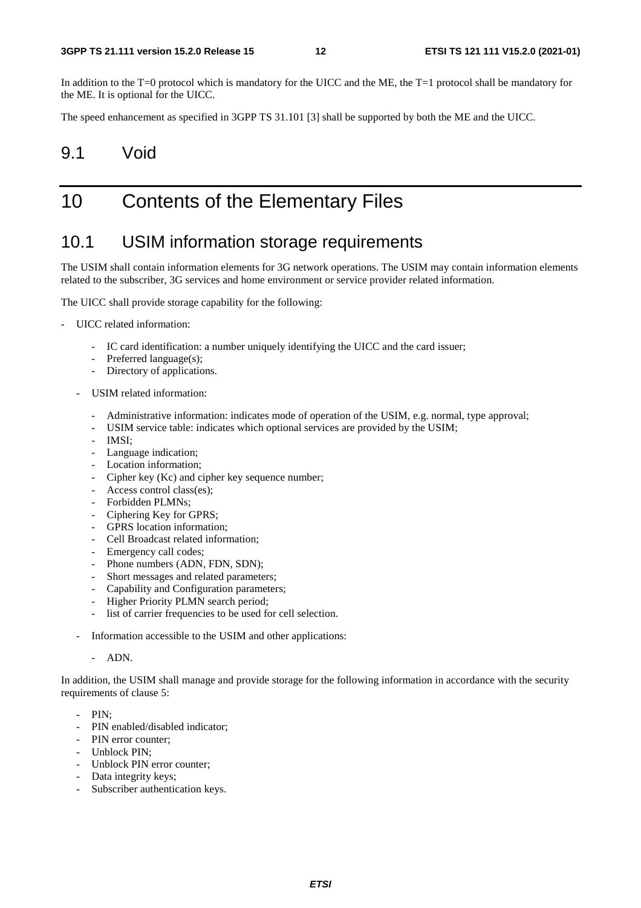In addition to the T=0 protocol which is mandatory for the UICC and the ME, the T=1 protocol shall be mandatory for the ME. It is optional for the UICC.

The speed enhancement as specified in 3GPP TS 31.101 [3] shall be supported by both the ME and the UICC.

## 9.1 Void

# 10 Contents of the Elementary Files

## 10.1 USIM information storage requirements

The USIM shall contain information elements for 3G network operations. The USIM may contain information elements related to the subscriber, 3G services and home environment or service provider related information.

The UICC shall provide storage capability for the following:

- UICC related information:
    - IC card identification: a number uniquely identifying the UICC and the card issuer;
    - Preferred language(s);
    - Directory of applications.
  - USIM related information:
    - Administrative information: indicates mode of operation of the USIM, e.g. normal, type approval;
    - USIM service table: indicates which optional services are provided by the USIM;
    - IMSI;
    - Language indication;
    - Location information;
    - Cipher key (Kc) and cipher key sequence number;
    - Access control class(es);
    - Forbidden PLMNs;
    - Ciphering Key for GPRS;
    - GPRS location information;
    - Cell Broadcast related information;
    - Emergency call codes;
    - Phone numbers (ADN, FDN, SDN);
    - Short messages and related parameters;
    - Capability and Configuration parameters;
    - Higher Priority PLMN search period;
    - list of carrier frequencies to be used for cell selection.
  - Information accessible to the USIM and other applications:
    - ADN.

In addition, the USIM shall manage and provide storage for the following information in accordance with the security requirements of clause 5:

- PIN;
- PIN enabled/disabled indicator;
- PIN error counter;
- Unblock PIN;
- Unblock PIN error counter;
- Data integrity keys;
- Subscriber authentication keys.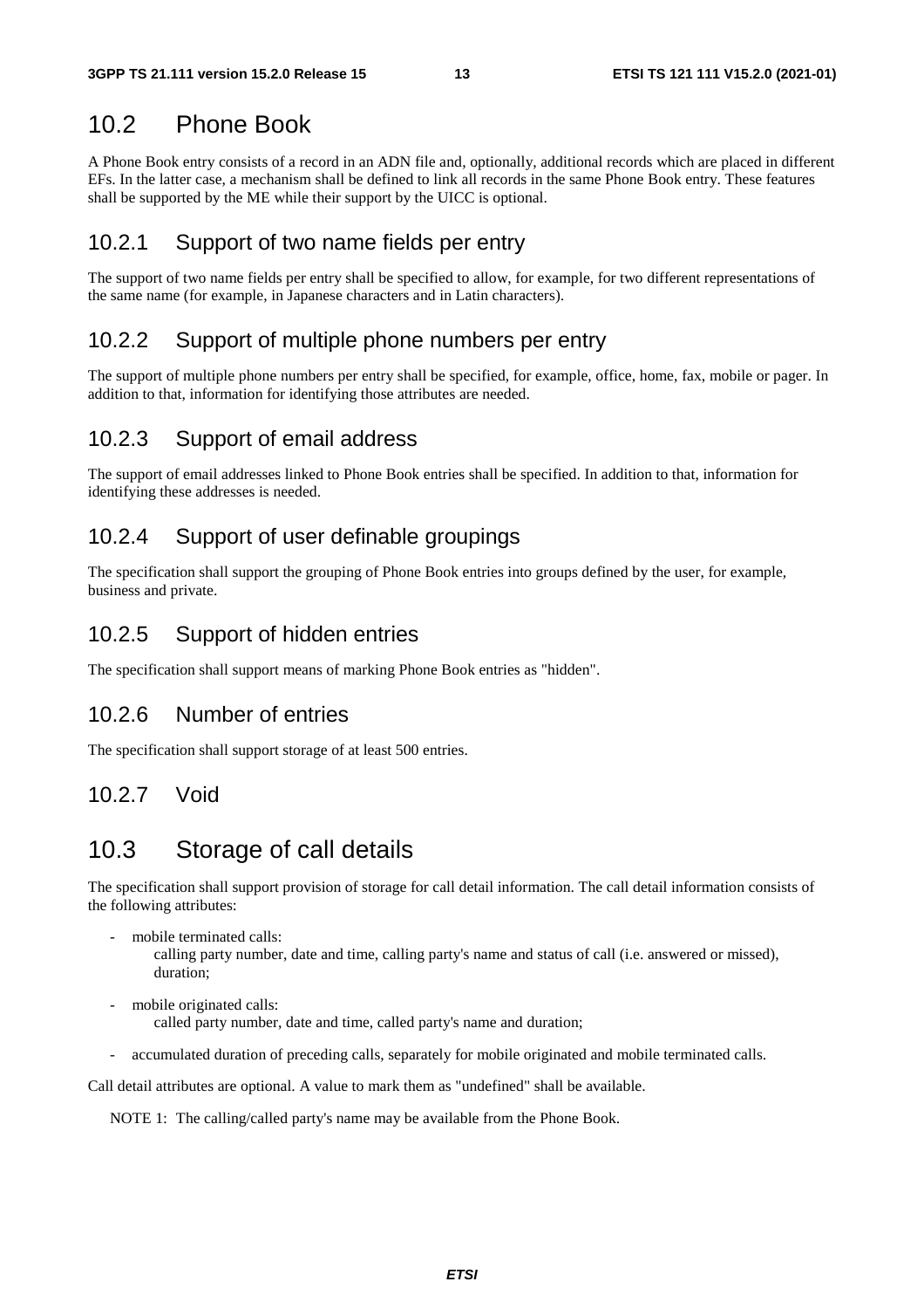## 10.2 Phone Book

A Phone Book entry consists of a record in an ADN file and, optionally, additional records which are placed in different EFs. In the latter case, a mechanism shall be defined to link all records in the same Phone Book entry. These features shall be supported by the ME while their support by the UICC is optional.

### 10.2.1 Support of two name fields per entry

The support of two name fields per entry shall be specified to allow, for example, for two different representations of the same name (for example, in Japanese characters and in Latin characters).

### 10.2.2 Support of multiple phone numbers per entry

The support of multiple phone numbers per entry shall be specified, for example, office, home, fax, mobile or pager. In addition to that, information for identifying those attributes are needed.

### 10.2.3 Support of email address

The support of email addresses linked to Phone Book entries shall be specified. In addition to that, information for identifying these addresses is needed.

### 10.2.4 Support of user definable groupings

The specification shall support the grouping of Phone Book entries into groups defined by the user, for example, business and private.

### 10.2.5 Support of hidden entries

The specification shall support means of marking Phone Book entries as "hidden".

### 10.2.6 Number of entries

The specification shall support storage of at least 500 entries.

### 10.2.7 Void

## 10.3 Storage of call details

The specification shall support provision of storage for call detail information. The call detail information consists of the following attributes:

- mobile terminated calls:
  calling party number, date and time, calling party's name and status of call (i.e. answered or missed), duration;

- mobile originated calls:
  called party number, date and time, called party's name and duration;

- accumulated duration of preceding calls, separately for mobile originated and mobile terminated calls.

Call detail attributes are optional. A value to mark them as "undefined" shall be available.

NOTE 1: The calling/called party's name may be available from the Phone Book.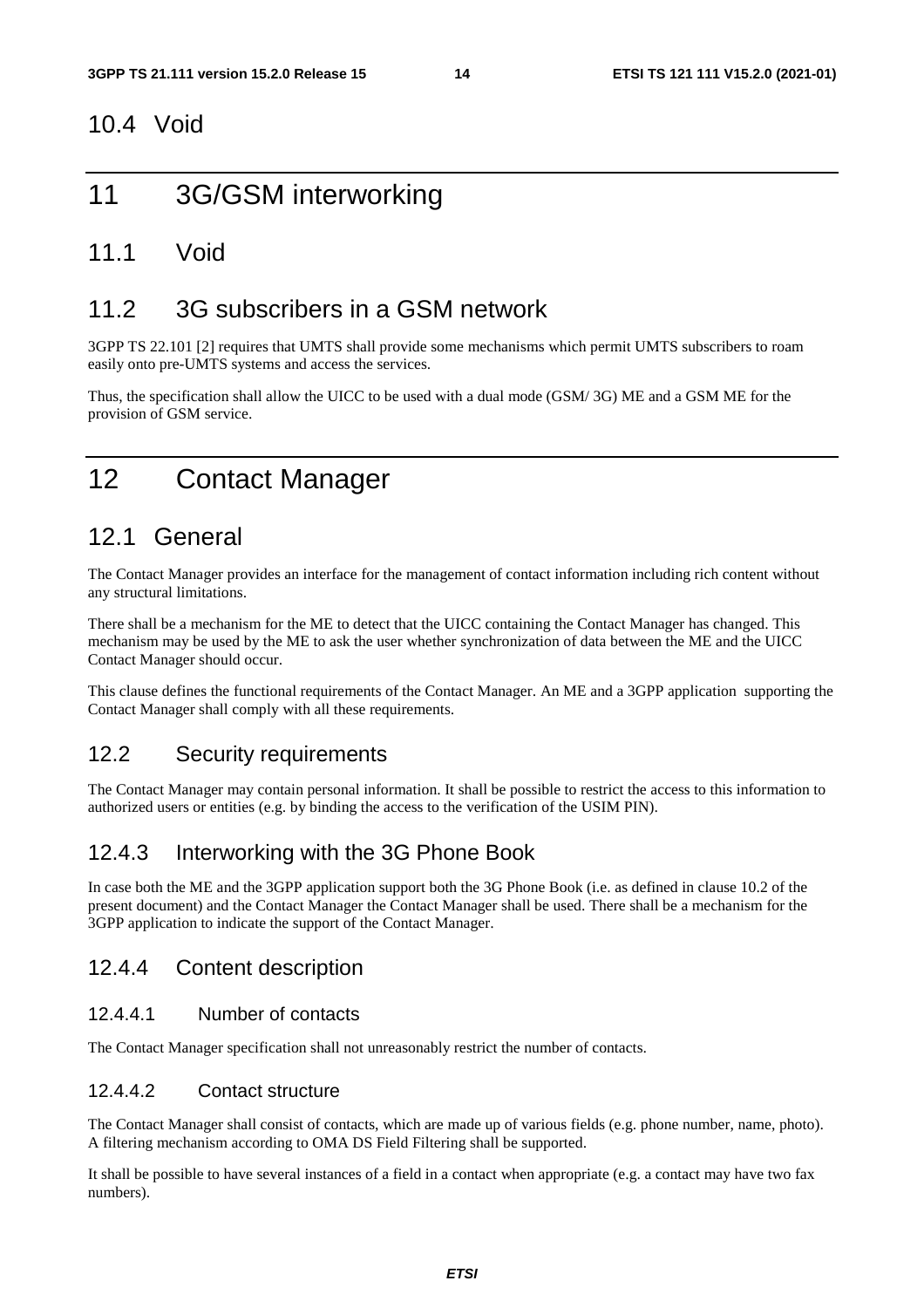## 10.4 Void

# 11 3G/GSM interworking

## 11.1 Void

## 11.2 3G subscribers in a GSM network

3GPP TS 22.101 [2] requires that UMTS shall provide some mechanisms which permit UMTS subscribers to roam easily onto pre-UMTS systems and access the services.

Thus, the specification shall allow the UICC to be used with a dual mode (GSM/ 3G) ME and a GSM ME for the provision of GSM service.

# 12 Contact Manager

## 12.1 General

The Contact Manager provides an interface for the management of contact information including rich content without any structural limitations.

There shall be a mechanism for the ME to detect that the UICC containing the Contact Manager has changed. This mechanism may be used by the ME to ask the user whether synchronization of data between the ME and the UICC Contact Manager should occur.

This clause defines the functional requirements of the Contact Manager. An ME and a 3GPP application supporting the Contact Manager shall comply with all these requirements.

## 12.2 Security requirements

The Contact Manager may contain personal information. It shall be possible to restrict the access to this information to authorized users or entities (e.g. by binding the access to the verification of the USIM PIN).

## 12.4.3 Interworking with the 3G Phone Book

In case both the ME and the 3GPP application support both the 3G Phone Book (i.e. as defined in clause 10.2 of the present document) and the Contact Manager the Contact Manager shall be used. There shall be a mechanism for the 3GPP application to indicate the support of the Contact Manager.

## 12.4.4 Content description

### 12.4.4.1 Number of contacts

The Contact Manager specification shall not unreasonably restrict the number of contacts.

### 12.4.4.2 Contact structure

The Contact Manager shall consist of contacts, which are made up of various fields (e.g. phone number, name, photo). A filtering mechanism according to OMA DS Field Filtering shall be supported.

It shall be possible to have several instances of a field in a contact when appropriate (e.g. a contact may have two fax numbers).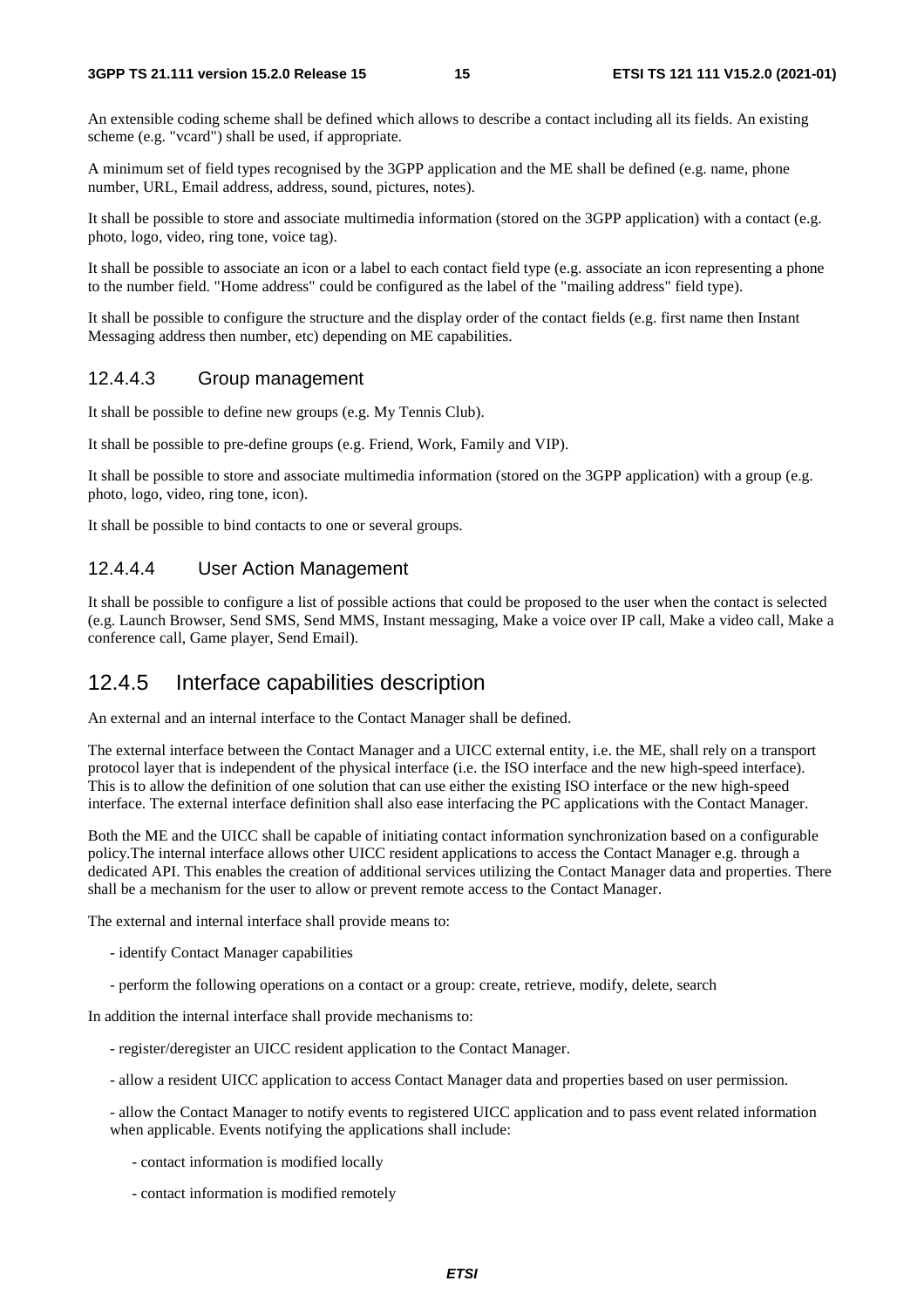An extensible coding scheme shall be defined which allows to describe a contact including all its fields. An existing scheme (e.g. "vcard") shall be used, if appropriate.

A minimum set of field types recognised by the 3GPP application and the ME shall be defined (e.g. name, phone number, URL, Email address, address, sound, pictures, notes).

It shall be possible to store and associate multimedia information (stored on the 3GPP application) with a contact (e.g. photo, logo, video, ring tone, voice tag).

It shall be possible to associate an icon or a label to each contact field type (e.g. associate an icon representing a phone to the number field. "Home address" could be configured as the label of the "mailing address" field type).

It shall be possible to configure the structure and the display order of the contact fields (e.g. first name then Instant Messaging address then number, etc) depending on ME capabilities.

#### 12.4.4.3 Group management

It shall be possible to define new groups (e.g. My Tennis Club).

It shall be possible to pre-define groups (e.g. Friend, Work, Family and VIP).

It shall be possible to store and associate multimedia information (stored on the 3GPP application) with a group (e.g. photo, logo, video, ring tone, icon).

It shall be possible to bind contacts to one or several groups.

#### 12.4.4.4 User Action Management

It shall be possible to configure a list of possible actions that could be proposed to the user when the contact is selected (e.g. Launch Browser, Send SMS, Send MMS, Instant messaging, Make a voice over IP call, Make a video call, Make a conference call, Game player, Send Email).

### 12.4.5 Interface capabilities description

An external and an internal interface to the Contact Manager shall be defined.

The external interface between the Contact Manager and a UICC external entity, i.e. the ME, shall rely on a transport protocol layer that is independent of the physical interface (i.e. the ISO interface and the new high-speed interface). This is to allow the definition of one solution that can use either the existing ISO interface or the new high-speed interface. The external interface definition shall also ease interfacing the PC applications with the Contact Manager.

Both the ME and the UICC shall be capable of initiating contact information synchronization based on a configurable policy.The internal interface allows other UICC resident applications to access the Contact Manager e.g. through a dedicated API. This enables the creation of additional services utilizing the Contact Manager data and properties. There shall be a mechanism for the user to allow or prevent remote access to the Contact Manager.

The external and internal interface shall provide means to:

- identify Contact Manager capabilities
- perform the following operations on a contact or a group: create, retrieve, modify, delete, search

In addition the internal interface shall provide mechanisms to:

- register/deregister an UICC resident application to the Contact Manager.
- allow a resident UICC application to access Contact Manager data and properties based on user permission.
- allow the Contact Manager to notify events to registered UICC application and to pass event related information when applicable. Events notifying the applications shall include:
    - contact information is modified locally
    - contact information is modified remotely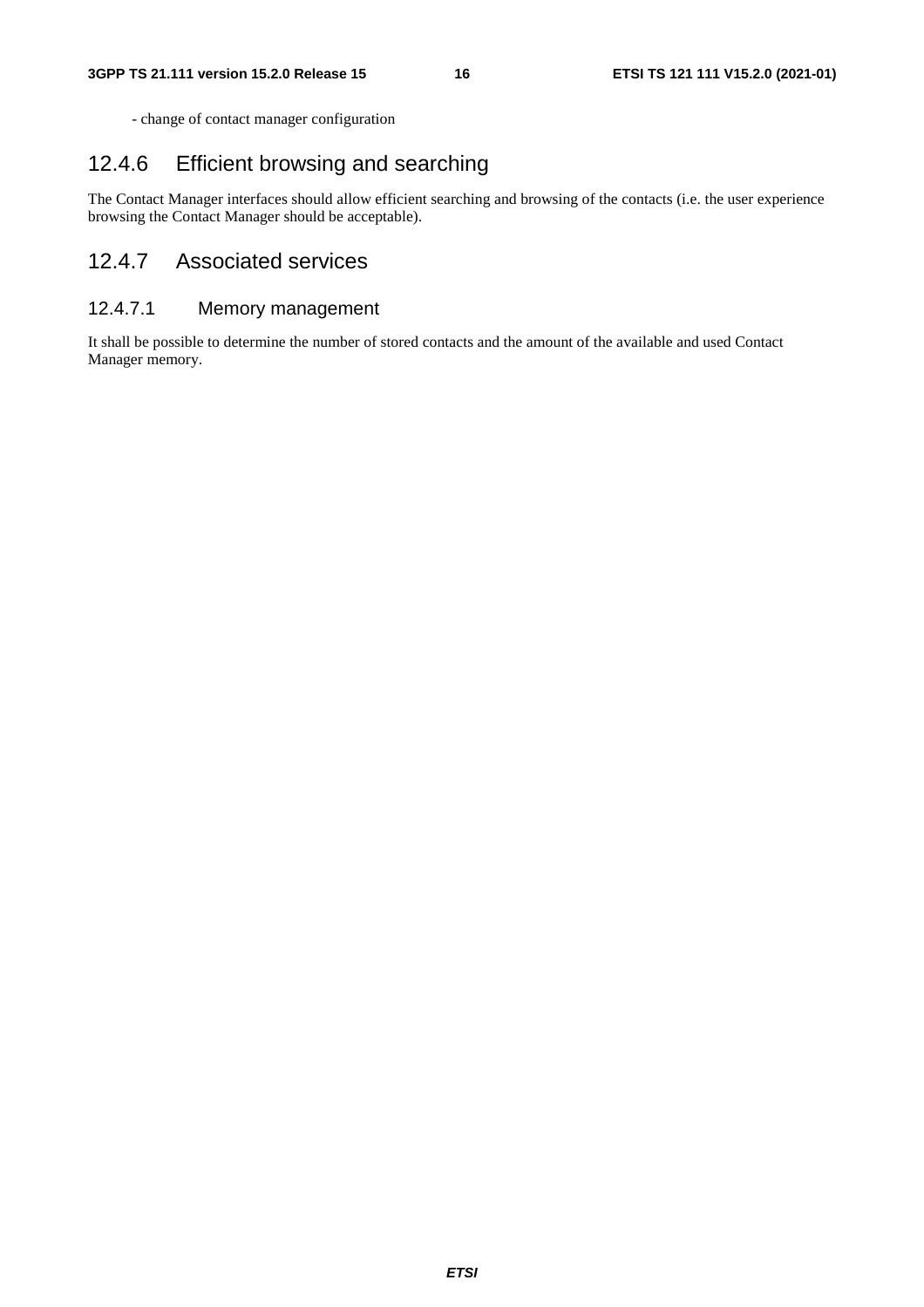- change of contact manager configuration

### 12.4.6 Efficient browsing and searching

The Contact Manager interfaces should allow efficient searching and browsing of the contacts (i.e. the user experience browsing the Contact Manager should be acceptable).

### 12.4.7 Associated services

#### 12.4.7.1 Memory management

It shall be possible to determine the number of stored contacts and the amount of the available and used Contact Manager memory.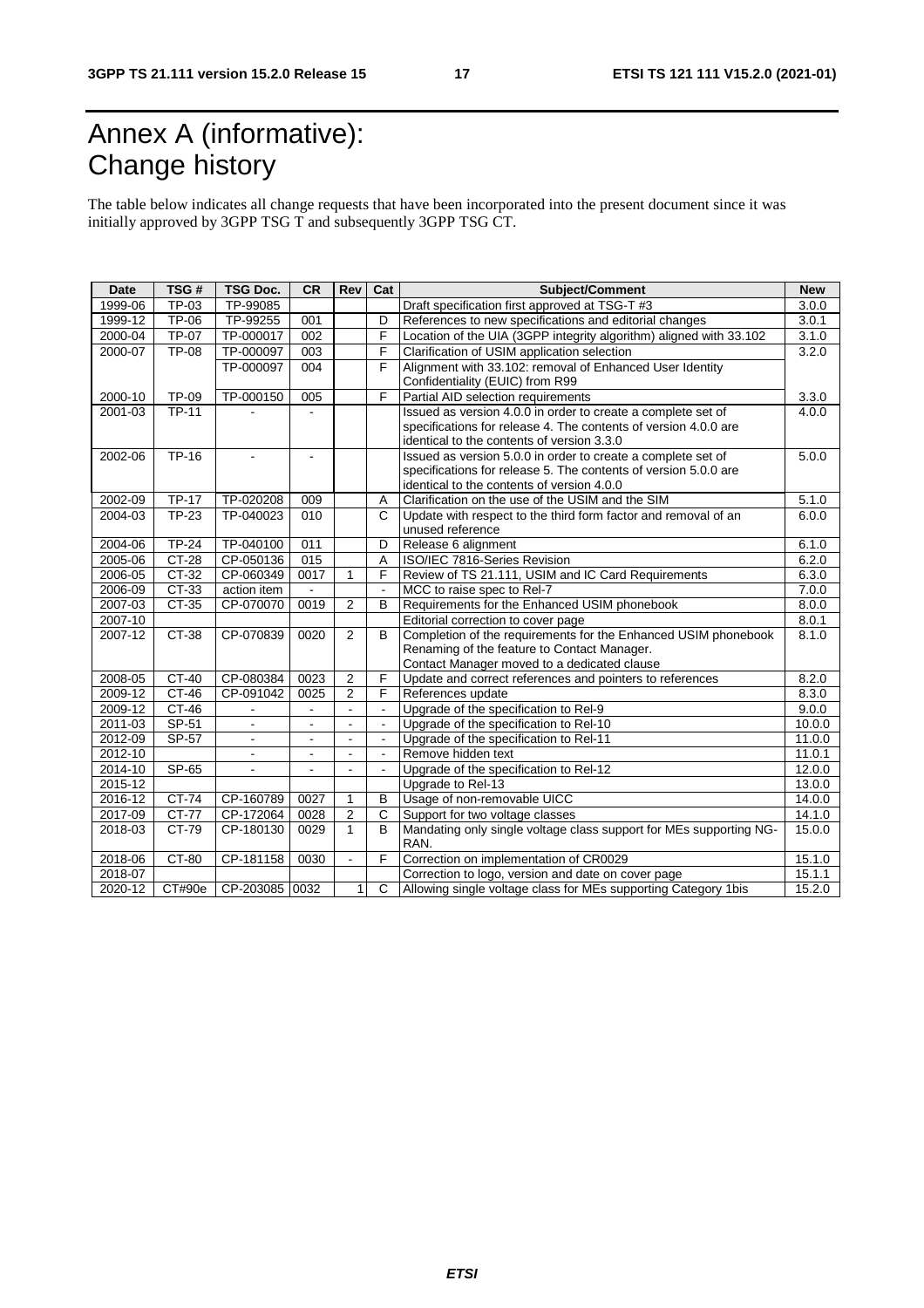# Annex A (informative): Change history

The table below indicates all change requests that have been incorporated into the present document since it was initially approved by 3GPP TSG T and subsequently 3GPP TSG CT.

| Date | TSG # | TSG Doc. | CR | Rev | Cat | Subject/Comment | New |
|---|---|---|---|---|---|---|---|
| 1999-06 | TP-03 | TP-99085 | | | | Draft specification first approved at TSG-T #3 | 3.0.0 |
| 1999-12 | TP-06 | TP-99255 | 001 | | D | References to new specifications and editorial changes | 3.0.1 |
| 2000-04 | TP-07 | TP-000017 | 002 | | F | Location of the UIA (3GPP integrity algorithm) aligned with 33.102 | 3.1.0 |
| 2000-07 | TP-08 | TP-000097 | 003 | | F | Clarification of USIM application selection | 3.2.0 |
| | | TP-000097 | 004 | | F | Alignment with 33.102: removal of Enhanced User Identity Confidentiality (EUIC) from R99 | |
| 2000-10 | TP-09 | TP-000150 | 005 | | F | Partial AID selection requirements | 3.3.0 |
| 2001-03 | TP-11 | - | - | | | Issued as version 4.0.0 in order to create a complete set of specifications for release 4. The contents of version 4.0.0 are identical to the contents of version 3.3.0 | 4.0.0 |
| 2002-06 | TP-16 | - | - | | | Issued as version 5.0.0 in order to create a complete set of specifications for release 5. The contents of version 5.0.0 are identical to the contents of version 4.0.0 | 5.0.0 |
| 2002-09 | TP-17 | TP-020208 | 009 | | A | Clarification on the use of the USIM and the SIM | 5.1.0 |
| 2004-03 | TP-23 | TP-040023 | 010 | | C | Update with respect to the third form factor and removal of an unused reference | 6.0.0 |
| 2004-06 | TP-24 | TP-040100 | 011 | | D | Release 6 alignment | 6.1.0 |
| 2005-06 | CT-28 | CP-050136 | 015 | | A | ISO/IEC 7816-Series Revision | 6.2.0 |
| 2006-05 | CT-32 | CP-060349 | 0017 | 1 | F | Review of TS 21.111, USIM and IC Card Requirements | 6.3.0 |
| 2006-09 | CT-33 | action item | - | | - | MCC to raise spec to Rel-7 | 7.0.0 |
| 2007-03 | CT-35 | CP-070070 | 0019 | 2 | B | Requirements for the Enhanced USIM phonebook | 8.0.0 |
| 2007-10 | | | | | | Editorial correction to cover page | 8.0.1 |
| 2007-12 | CT-38 | CP-070839 | 0020 | 2 | B | Completion of the requirements for the Enhanced USIM phonebook Renaming of the feature to Contact Manager. Contact Manager moved to a dedicated clause | 8.1.0 |
| 2008-05 | CT-40 | CP-080384 | 0023 | 2 | F | Update and correct references and pointers to references | 8.2.0 |
| 2009-12 | CT-46 | CP-091042 | 0025 | 2 | F | References update | 8.3.0 |
| 2009-12 | CT-46 | - | - | - | - | Upgrade of the specification to Rel-9 | 9.0.0 |
| 2011-03 | SP-51 | - | - | - | - | Upgrade of the specification to Rel-10 | 10.0.0 |
| 2012-09 | SP-57 | - | - | - | - | Upgrade of the specification to Rel-11 | 11.0.0 |
| 2012-10 | | - | - | - | - | Remove hidden text | 11.0.1 |
| 2014-10 | SP-65 | - | - | - | - | Upgrade of the specification to Rel-12 | 12.0.0 |
| 2015-12 | | | | | | Upgrade to Rel-13 | 13.0.0 |
| 2016-12 | CT-74 | CP-160789 | 0027 | 1 | B | Usage of non-removable UICC | 14.0.0 |
| 2017-09 | CT-77 | CP-172064 | 0028 | 2 | C | Support for two voltage classes | 14.1.0 |
| 2018-03 | CT-79 | CP-180130 | 0029 | 1 | B | Mandating only single voltage class support for MEs supporting NG-RAN. | 15.0.0 |
| 2018-06 | CT-80 | CP-181158 | 0030 | - | F | Correction on implementation of CR0029 | 15.1.0 |
| 2018-07 | | | | | | Correction to logo, version and date on cover page | 15.1.1 |
| 2020-12 | CT#90e | CP-203085 | 0032 | 1 | C | Allowing single voltage class for MEs supporting Category 1bis | 15.2.0 |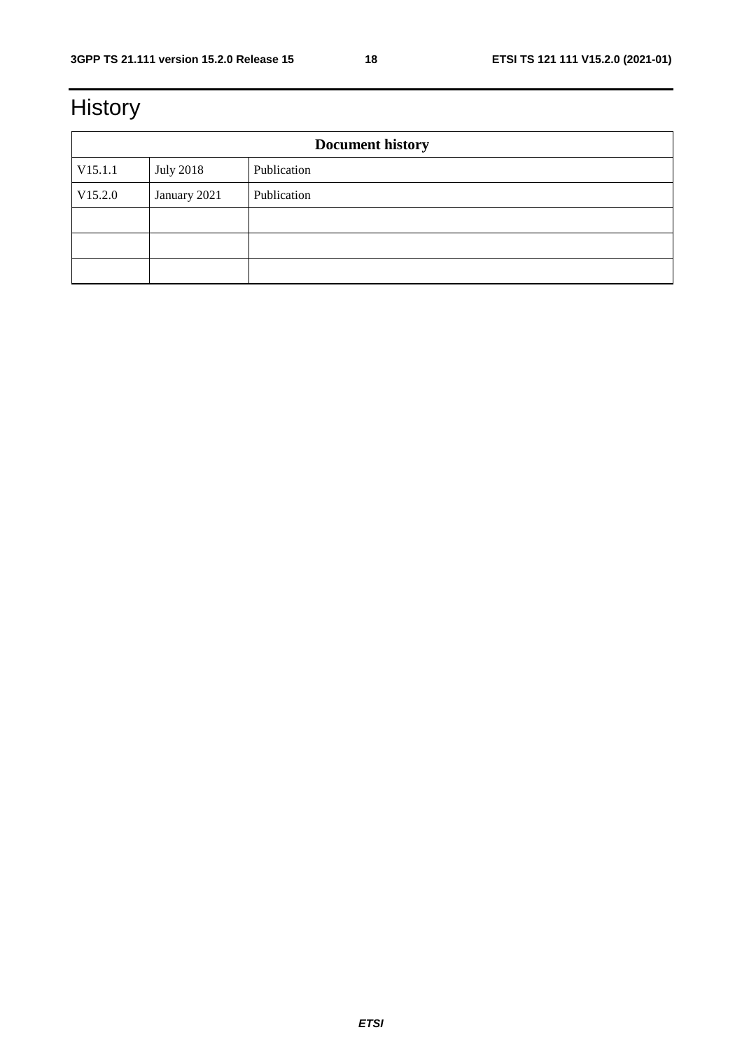# History

| Document history | | |
|---|---|---|
| V15.1.1 | July 2018 | Publication |
| V15.2.0 | January 2021 | Publication |
| | | |
| | | |
| | | |